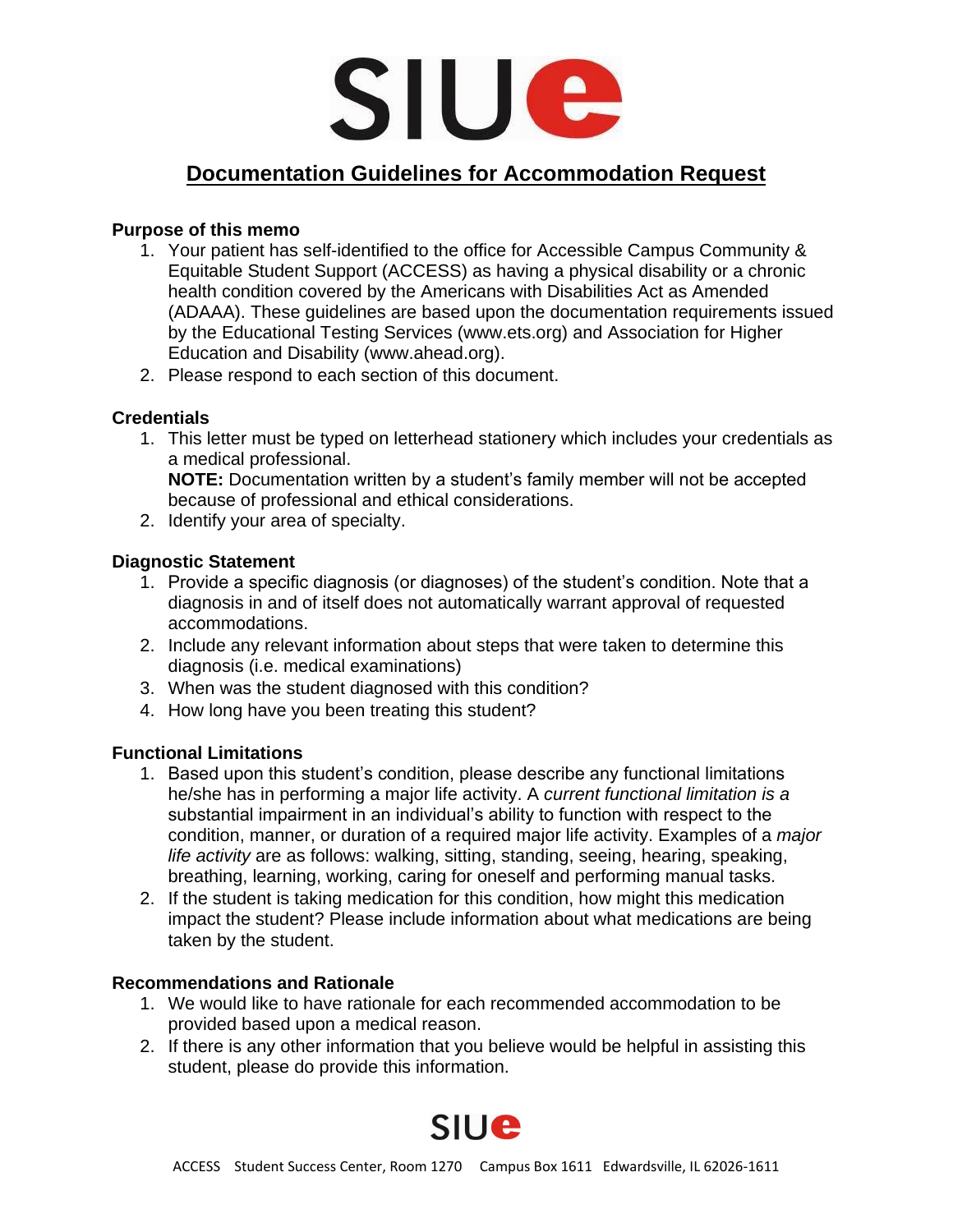SIUe

# Documentation Guidelines for Accommodation Request

### Purpose of this memo

1. Your patient has self-identified to the office for Accessible Campus Community & Equitable Student Support (ACCESS) as having a physical disability or a chronic health condition covered by the Americans with Disabilities Act as Amended (ADAAA). These guidelines are based upon the documentation requirements issued by the Educational Testing Services (www.ets.org) and Association for Higher Education and Disability (www.ahead.org).
2. Please respond to each section of this document.

### Credentials

1. This letter must be typed on letterhead stationery which includes your credentials as a medical professional.
   **NOTE:** Documentation written by a student's family member will not be accepted because of professional and ethical considerations.
2. Identify your area of specialty.

### Diagnostic Statement

1. Provide a specific diagnosis (or diagnoses) of the student's condition. Note that a diagnosis in and of itself does not automatically warrant approval of requested accommodations.
2. Include any relevant information about steps that were taken to determine this diagnosis (i.e. medical examinations)
3. When was the student diagnosed with this condition?
4. How long have you been treating this student?

### Functional Limitations

1. Based upon this student's condition, please describe any functional limitations he/she has in performing a major life activity. A *current functional limitation is a* substantial impairment in an individual's ability to function with respect to the condition, manner, or duration of a required major life activity. Examples of a *major life activity* are as follows: walking, sitting, standing, seeing, hearing, speaking, breathing, learning, working, caring for oneself and performing manual tasks.
2. If the student is taking medication for this condition, how might this medication impact the student? Please include information about what medications are being taken by the student.

### Recommendations and Rationale

1. We would like to have rationale for each recommended accommodation to be provided based upon a medical reason.
2. If there is any other information that you believe would be helpful in assisting this student, please do provide this information.

SIUe

ACCESS Student Success Center, Room 1270 Campus Box 1611 Edwardsville, IL 62026-1611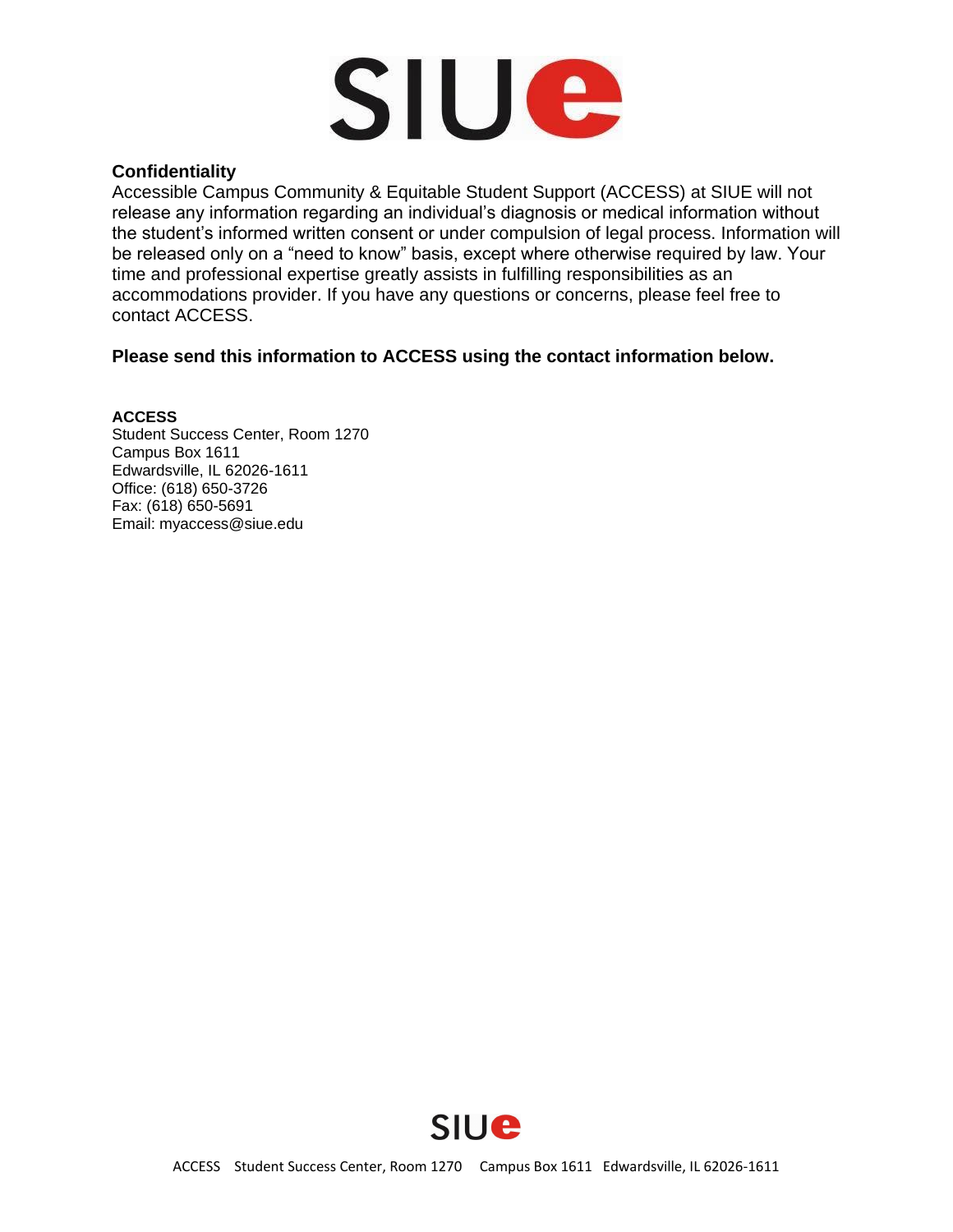**Confidentiality**

Accessible Campus Community & Equitable Student Support (ACCESS) at SIUE will not release any information regarding an individual's diagnosis or medical information without the student's informed written consent or under compulsion of legal process. Information will be released only on a "need to know" basis, except where otherwise required by law. Your time and professional expertise greatly assists in fulfilling responsibilities as an accommodations provider. If you have any questions or concerns, please feel free to contact ACCESS.

**Please send this information to ACCESS using the contact information below.**

**ACCESS**
Student Success Center, Room 1270
Campus Box 1611
Edwardsville, IL 62026-1611
Office: (618) 650-3726
Fax: (618) 650-5691
Email: myaccess@siue.edu